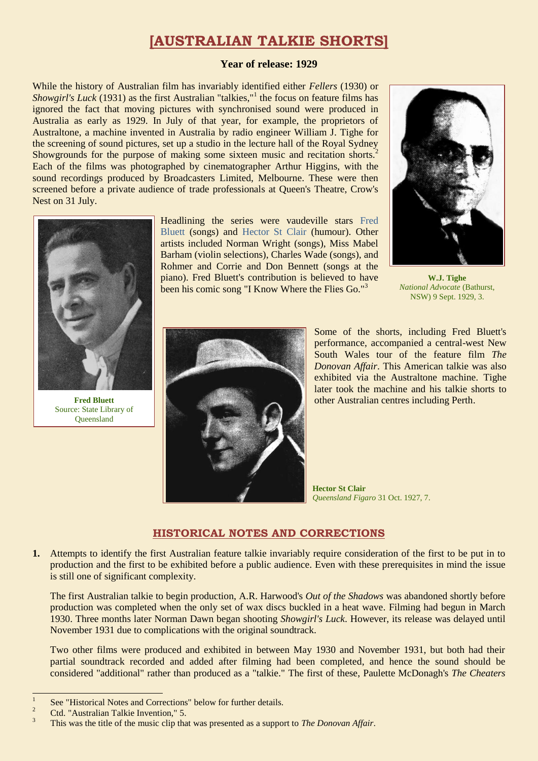# [AUSTRALIAN TALKIE SHORTS]

**Year of release: 1929**

While the history of Australian film has invariably identified either *Fellers* (1930) or *Showgirl's Luck* (1931) as the first Australian "talkies,"[1] the focus on feature films has ignored the fact that moving pictures with synchronised sound were produced in Australia as early as 1929. In July of that year, for example, the proprietors of Australtone, a machine invented in Australia by radio engineer William J. Tighe for the screening of sound pictures, set up a studio in the lecture hall of the Royal Sydney Showgrounds for the purpose of making some sixteen music and recitation shorts.[2] Each of the films was photographed by cinematographer Arthur Higgins, with the sound recordings produced by Broadcasters Limited, Melbourne. These were then screened before a private audience of trade professionals at Queen's Theatre, Crow's Nest on 31 July.

**W.J. Tighe**
*National Advocate* (Bathurst, NSW) 9 Sept. 1929, 3.

Headlining the series were vaudeville stars Fred Bluett (songs) and Hector St Clair (humour). Other artists included Norman Wright (songs), Miss Mabel Barham (violin selections), Charles Wade (songs), and Rohmer and Corrie and Don Bennett (songs at the piano). Fred Bluett's contribution is believed to have been his comic song "I Know Where the Flies Go."[3]

**Fred Bluett**
Source: State Library of Queensland

Some of the shorts, including Fred Bluett's performance, accompanied a central-west New South Wales tour of the feature film *The Donovan Affair*. This American talkie was also exhibited via the Australtone machine. Tighe later took the machine and his talkie shorts to other Australian centres including Perth.

**Hector St Clair**
*Queensland Figaro* 31 Oct. 1927, 7.

## HISTORICAL NOTES AND CORRECTIONS

**1.** Attempts to identify the first Australian feature talkie invariably require consideration of the first to be put in to production and the first to be exhibited before a public audience. Even with these prerequisites in mind the issue is still one of significant complexity.

The first Australian talkie to begin production, A.R. Harwood's *Out of the Shadows* was abandoned shortly before production was completed when the only set of wax discs buckled in a heat wave. Filming had begun in March 1930. Three months later Norman Dawn began shooting *Showgirl's Luck*. However, its release was delayed until November 1931 due to complications with the original soundtrack.

Two other films were produced and exhibited in between May 1930 and November 1931, but both had their partial soundtrack recorded and added after filming had been completed, and hence the sound should be considered "additional" rather than produced as a "talkie." The first of these, Paulette McDonagh's *The Cheaters*

---

[1] See "Historical Notes and Corrections" below for further details.
[2] Ctd. "Australian Talkie Invention," 5.
[3] This was the title of the music clip that was presented as a support to *The Donovan Affair*.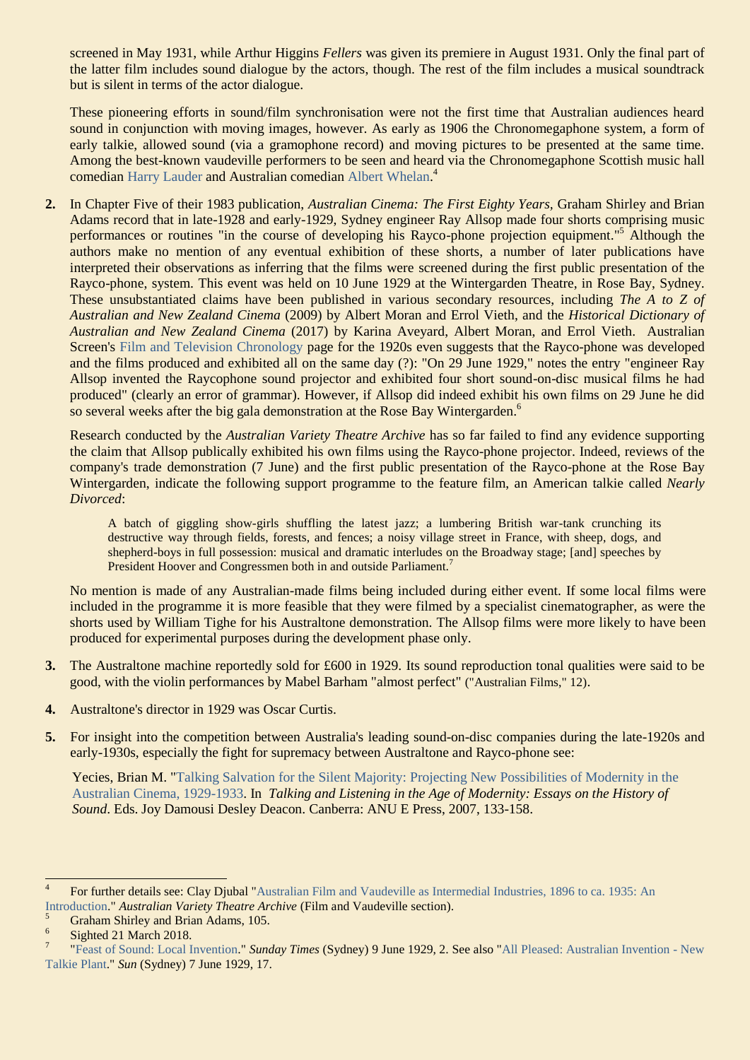screened in May 1931, while Arthur Higgins *Fellers* was given its premiere in August 1931. Only the final part of the latter film includes sound dialogue by the actors, though. The rest of the film includes a musical soundtrack but is silent in terms of the actor dialogue.

These pioneering efforts in sound/film synchronisation were not the first time that Australian audiences heard sound in conjunction with moving images, however. As early as 1906 the Chronomegaphone system, a form of early talkie, allowed sound (via a gramophone record) and moving pictures to be presented at the same time. Among the best-known vaudeville performers to be seen and heard via the Chronomegaphone Scottish music hall comedian Harry Lauder and Australian comedian Albert Whelan.[4]

**2.** In Chapter Five of their 1983 publication, *Australian Cinema: The First Eighty Years*, Graham Shirley and Brian Adams record that in late-1928 and early-1929, Sydney engineer Ray Allsop made four shorts comprising music performances or routines "in the course of developing his Rayco-phone projection equipment."[5] Although the authors make no mention of any eventual exhibition of these shorts, a number of later publications have interpreted their observations as inferring that the films were screened during the first public presentation of the Rayco-phone, system. This event was held on 10 June 1929 at the Wintergarden Theatre, in Rose Bay, Sydney. These unsubstantiated claims have been published in various secondary resources, including *The A to Z of Australian and New Zealand Cinema* (2009) by Albert Moran and Errol Vieth, and the *Historical Dictionary of Australian and New Zealand Cinema* (2017) by Karina Aveyard, Albert Moran, and Errol Vieth. Australian Screen's Film and Television Chronology page for the 1920s even suggests that the Rayco-phone was developed and the films produced and exhibited all on the same day (?): "On 29 June 1929," notes the entry "engineer Ray Allsop invented the Raycophone sound projector and exhibited four short sound-on-disc musical films he had produced" (clearly an error of grammar). However, if Allsop did indeed exhibit his own films on 29 June he did so several weeks after the big gala demonstration at the Rose Bay Wintergarden.[6]

Research conducted by the *Australian Variety Theatre Archive* has so far failed to find any evidence supporting the claim that Allsop publically exhibited his own films using the Rayco-phone projector. Indeed, reviews of the company's trade demonstration (7 June) and the first public presentation of the Rayco-phone at the Rose Bay Wintergarden, indicate the following support programme to the feature film, an American talkie called *Nearly Divorced*:

> A batch of giggling show-girls shuffling the latest jazz; a lumbering British war-tank crunching its destructive way through fields, forests, and fences; a noisy village street in France, with sheep, dogs, and shepherd-boys in full possession: musical and dramatic interludes on the Broadway stage; [and] speeches by President Hoover and Congressmen both in and outside Parliament.[7]

No mention is made of any Australian-made films being included during either event. If some local films were included in the programme it is more feasible that they were filmed by a specialist cinematographer, as were the shorts used by William Tighe for his Australtone demonstration. The Allsop films were more likely to have been produced for experimental purposes during the development phase only.

**3.** The Australtone machine reportedly sold for £600 in 1929. Its sound reproduction tonal qualities were said to be good, with the violin performances by Mabel Barham "almost perfect" ("Australian Films," 12).

**4.** Australtone's director in 1929 was Oscar Curtis.

**5.** For insight into the competition between Australia's leading sound-on-disc companies during the late-1920s and early-1930s, especially the fight for supremacy between Australtone and Rayco-phone see:

Yecies, Brian M. "Talking Salvation for the Silent Majority: Projecting New Possibilities of Modernity in the Australian Cinema, 1929-1933. In *Talking and Listening in the Age of Modernity: Essays on the History of Sound*. Eds. Joy Damousi Desley Deacon. Canberra: ANU E Press, 2007, 133-158.

---

[4] For further details see: Clay Djubal "Australian Film and Vaudeville as Intermedial Industries, 1896 to ca. 1935: An Introduction." *Australian Variety Theatre Archive* (Film and Vaudeville section).

[5] Graham Shirley and Brian Adams, 105.

[6] Sighted 21 March 2018.

[7] "Feast of Sound: Local Invention." *Sunday Times* (Sydney) 9 June 1929, 2. See also "All Pleased: Australian Invention - New Talkie Plant." *Sun* (Sydney) 7 June 1929, 17.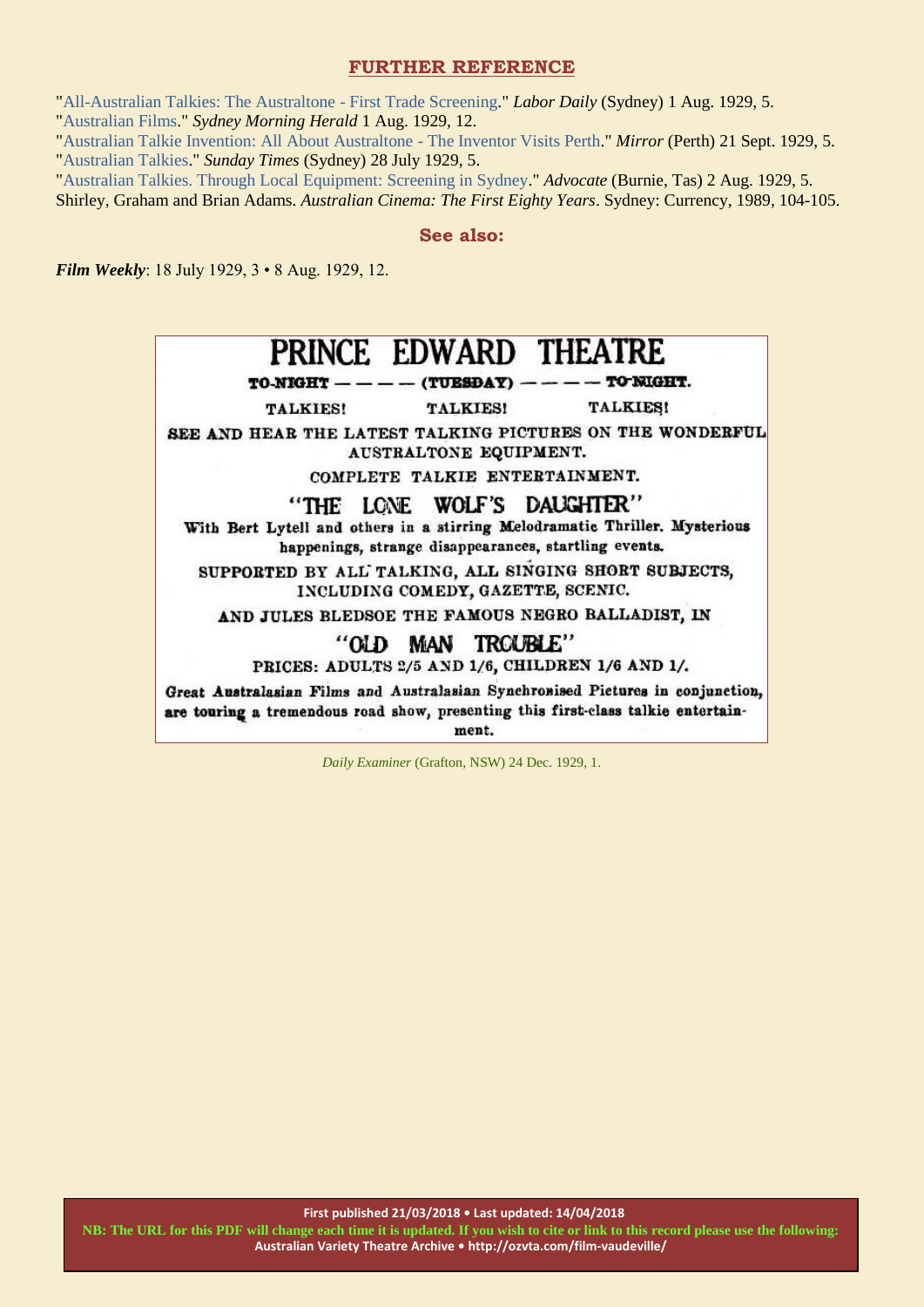## FURTHER REFERENCE

"All-Australian Talkies: The Australtone - First Trade Screening." *Labor Daily* (Sydney) 1 Aug. 1929, 5.
"Australian Films." *Sydney Morning Herald* 1 Aug. 1929, 12.
"Australian Talkie Invention: All About Australtone - The Inventor Visits Perth." *Mirror* (Perth) 21 Sept. 1929, 5.
"Australian Talkies." *Sunday Times* (Sydney) 28 July 1929, 5.
"Australian Talkies. Through Local Equipment: Screening in Sydney." *Advocate* (Burnie, Tas) 2 Aug. 1929, 5.
Shirley, Graham and Brian Adams. *Australian Cinema: The First Eighty Years*. Sydney: Currency, 1989, 104-105.

### See also:

***Film Weekly***: 18 July 1929, 3 • 8 Aug. 1929, 12.

PRINCE EDWARD THEATRE

TO-NIGHT — — — — (TUESDAY) — — — — TO-NIGHT.

TALKIES! TALKIES! TALKIES!

SEE AND HEAR THE LATEST TALKING PICTURES ON THE WONDERFUL AUSTRALTONE EQUIPMENT.

COMPLETE TALKIE ENTERTAINMENT.

"THE LONE WOLF'S DAUGHTER"

With Bert Lytell and others in a stirring Melodramatic Thriller. Mysterious happenings, strange disappearances, startling events.

SUPPORTED BY ALL TALKING, ALL SINGING SHORT SUBJECTS, INCLUDING COMEDY, GAZETTE, SCENIC.

AND JULES BLEDSOE THE FAMOUS NEGRO BALLADIST, IN

"OLD MAN TROUBLE"

PRICES: ADULTS 2/5 AND 1/6, CHILDREN 1/6 AND 1/.

Great Australasian Films and Australasian Synchronised Pictures in conjunction, are touring a tremendous road show, presenting this first-class talkie entertainment.

*Daily Examiner* (Grafton, NSW) 24 Dec. 1929, 1.

**First published 21/03/2018 • Last updated: 14/04/2018**
**NB: The URL for this PDF will change each time it is updated. If you wish to cite or link to this record please use the following:**
**Australian Variety Theatre Archive • http://ozvta.com/film-vaudeville/**